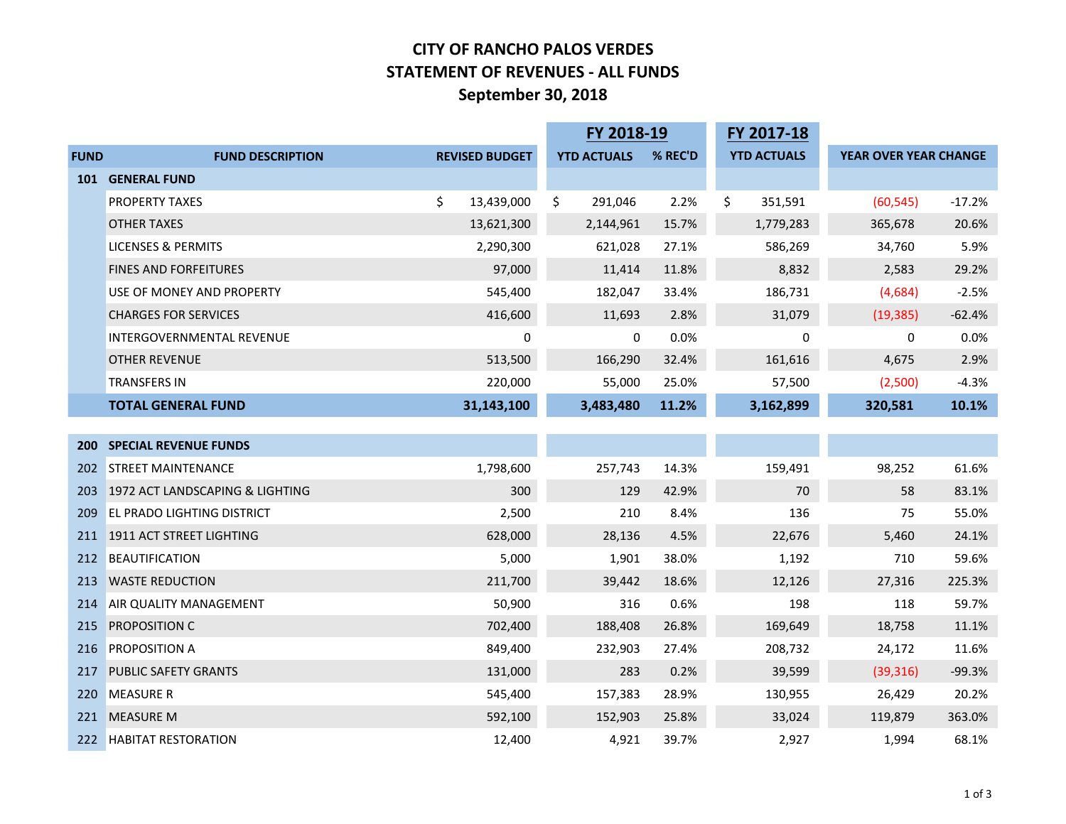# CITY OF RANCHO PALOS VERDES
## STATEMENT OF REVENUES - ALL FUNDS
## September 30, 2018

| FUND | FUND DESCRIPTION | REVISED BUDGET | FY 2018-19 YTD ACTUALS | FY 2018-19 % REC'D | FY 2017-18 YTD ACTUALS | YEAR OVER YEAR CHANGE | |
|---|---|---|---|---|---|---|---|
| 101 | GENERAL FUND | | | | | | |
| | PROPERTY TAXES | $ 13,439,000 | $ 291,046 | 2.2% | $ 351,591 | (60,545) | -17.2% |
| | OTHER TAXES | 13,621,300 | 2,144,961 | 15.7% | 1,779,283 | 365,678 | 20.6% |
| | LICENSES & PERMITS | 2,290,300 | 621,028 | 27.1% | 586,269 | 34,760 | 5.9% |
| | FINES AND FORFEITURES | 97,000 | 11,414 | 11.8% | 8,832 | 2,583 | 29.2% |
| | USE OF MONEY AND PROPERTY | 545,400 | 182,047 | 33.4% | 186,731 | (4,684) | -2.5% |
| | CHARGES FOR SERVICES | 416,600 | 11,693 | 2.8% | 31,079 | (19,385) | -62.4% |
| | INTERGOVERNMENTAL REVENUE | 0 | 0 | 0.0% | 0 | 0 | 0.0% |
| | OTHER REVENUE | 513,500 | 166,290 | 32.4% | 161,616 | 4,675 | 2.9% |
| | TRANSFERS IN | 220,000 | 55,000 | 25.0% | 57,500 | (2,500) | -4.3% |
| | **TOTAL GENERAL FUND** | **31,143,100** | **3,483,480** | **11.2%** | **3,162,899** | **320,581** | **10.1%** |
| | | | | | | | |
| 200 | SPECIAL REVENUE FUNDS | | | | | | |
| 202 | STREET MAINTENANCE | 1,798,600 | 257,743 | 14.3% | 159,491 | 98,252 | 61.6% |
| 203 | 1972 ACT LANDSCAPING & LIGHTING | 300 | 129 | 42.9% | 70 | 58 | 83.1% |
| 209 | EL PRADO LIGHTING DISTRICT | 2,500 | 210 | 8.4% | 136 | 75 | 55.0% |
| 211 | 1911 ACT STREET LIGHTING | 628,000 | 28,136 | 4.5% | 22,676 | 5,460 | 24.1% |
| 212 | BEAUTIFICATION | 5,000 | 1,901 | 38.0% | 1,192 | 710 | 59.6% |
| 213 | WASTE REDUCTION | 211,700 | 39,442 | 18.6% | 12,126 | 27,316 | 225.3% |
| 214 | AIR QUALITY MANAGEMENT | 50,900 | 316 | 0.6% | 198 | 118 | 59.7% |
| 215 | PROPOSITION C | 702,400 | 188,408 | 26.8% | 169,649 | 18,758 | 11.1% |
| 216 | PROPOSITION A | 849,400 | 232,903 | 27.4% | 208,732 | 24,172 | 11.6% |
| 217 | PUBLIC SAFETY GRANTS | 131,000 | 283 | 0.2% | 39,599 | (39,316) | -99.3% |
| 220 | MEASURE R | 545,400 | 157,383 | 28.9% | 130,955 | 26,429 | 20.2% |
| 221 | MEASURE M | 592,100 | 152,903 | 25.8% | 33,024 | 119,879 | 363.0% |
| 222 | HABITAT RESTORATION | 12,400 | 4,921 | 39.7% | 2,927 | 1,994 | 68.1% |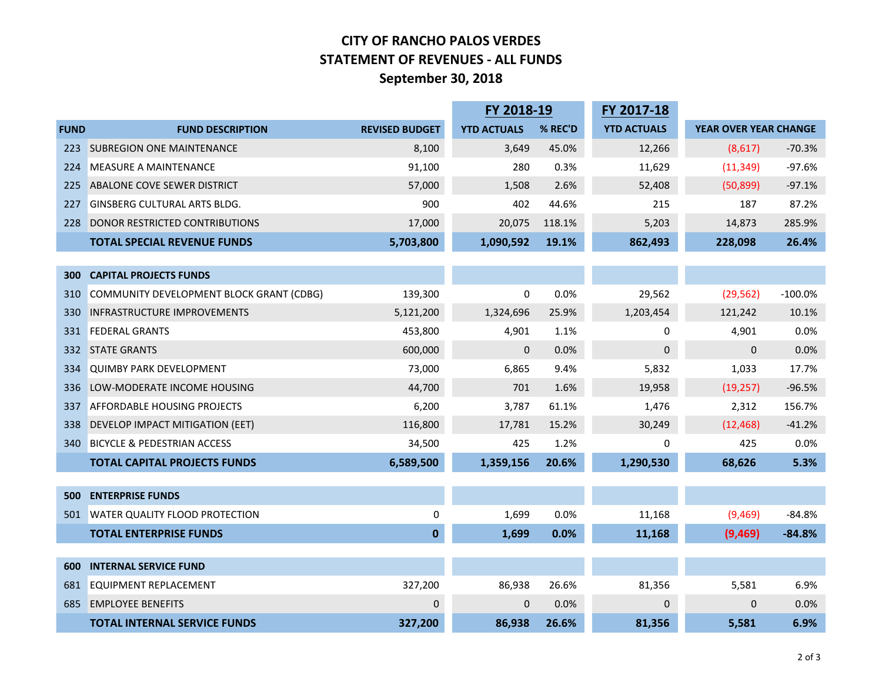# CITY OF RANCHO PALOS VERDES
## STATEMENT OF REVENUES - ALL FUNDS
### September 30, 2018

| FUND | FUND DESCRIPTION | REVISED BUDGET | FY 2018-19 YTD ACTUALS | FY 2018-19 % REC'D | FY 2017-18 YTD ACTUALS | YEAR OVER YEAR CHANGE | |
|---|---|---|---|---|---|---|---|
| 223 | SUBREGION ONE MAINTENANCE | 8,100 | 3,649 | 45.0% | 12,266 | (8,617) | -70.3% |
| 224 | MEASURE A MAINTENANCE | 91,100 | 280 | 0.3% | 11,629 | (11,349) | -97.6% |
| 225 | ABALONE COVE SEWER DISTRICT | 57,000 | 1,508 | 2.6% | 52,408 | (50,899) | -97.1% |
| 227 | GINSBERG CULTURAL ARTS BLDG. | 900 | 402 | 44.6% | 215 | 187 | 87.2% |
| 228 | DONOR RESTRICTED CONTRIBUTIONS | 17,000 | 20,075 | 118.1% | 5,203 | 14,873 | 285.9% |
| | **TOTAL SPECIAL REVENUE FUNDS** | **5,703,800** | **1,090,592** | **19.1%** | **862,493** | **228,098** | **26.4%** |
| | | | | | | | |
| **300** | **CAPITAL PROJECTS FUNDS** | | | | | | |
| 310 | COMMUNITY DEVELOPMENT BLOCK GRANT (CDBG) | 139,300 | 0 | 0.0% | 29,562 | (29,562) | -100.0% |
| 330 | INFRASTRUCTURE IMPROVEMENTS | 5,121,200 | 1,324,696 | 25.9% | 1,203,454 | 121,242 | 10.1% |
| 331 | FEDERAL GRANTS | 453,800 | 4,901 | 1.1% | 0 | 4,901 | 0.0% |
| 332 | STATE GRANTS | 600,000 | 0 | 0.0% | 0 | 0 | 0.0% |
| 334 | QUIMBY PARK DEVELOPMENT | 73,000 | 6,865 | 9.4% | 5,832 | 1,033 | 17.7% |
| 336 | LOW-MODERATE INCOME HOUSING | 44,700 | 701 | 1.6% | 19,958 | (19,257) | -96.5% |
| 337 | AFFORDABLE HOUSING PROJECTS | 6,200 | 3,787 | 61.1% | 1,476 | 2,312 | 156.7% |
| 338 | DEVELOP IMPACT MITIGATION (EET) | 116,800 | 17,781 | 15.2% | 30,249 | (12,468) | -41.2% |
| 340 | BICYCLE & PEDESTRIAN ACCESS | 34,500 | 425 | 1.2% | 0 | 425 | 0.0% |
| | **TOTAL CAPITAL PROJECTS FUNDS** | **6,589,500** | **1,359,156** | **20.6%** | **1,290,530** | **68,626** | **5.3%** |
| | | | | | | | |
| **500** | **ENTERPRISE FUNDS** | | | | | | |
| 501 | WATER QUALITY FLOOD PROTECTION | 0 | 1,699 | 0.0% | 11,168 | (9,469) | -84.8% |
| | **TOTAL ENTERPRISE FUNDS** | **0** | **1,699** | **0.0%** | **11,168** | **(9,469)** | **-84.8%** |
| | | | | | | | |
| **600** | **INTERNAL SERVICE FUND** | | | | | | |
| 681 | EQUIPMENT REPLACEMENT | 327,200 | 86,938 | 26.6% | 81,356 | 5,581 | 6.9% |
| 685 | EMPLOYEE BENEFITS | 0 | 0 | 0.0% | 0 | 0 | 0.0% |
| | **TOTAL INTERNAL SERVICE FUNDS** | **327,200** | **86,938** | **26.6%** | **81,356** | **5,581** | **6.9%** |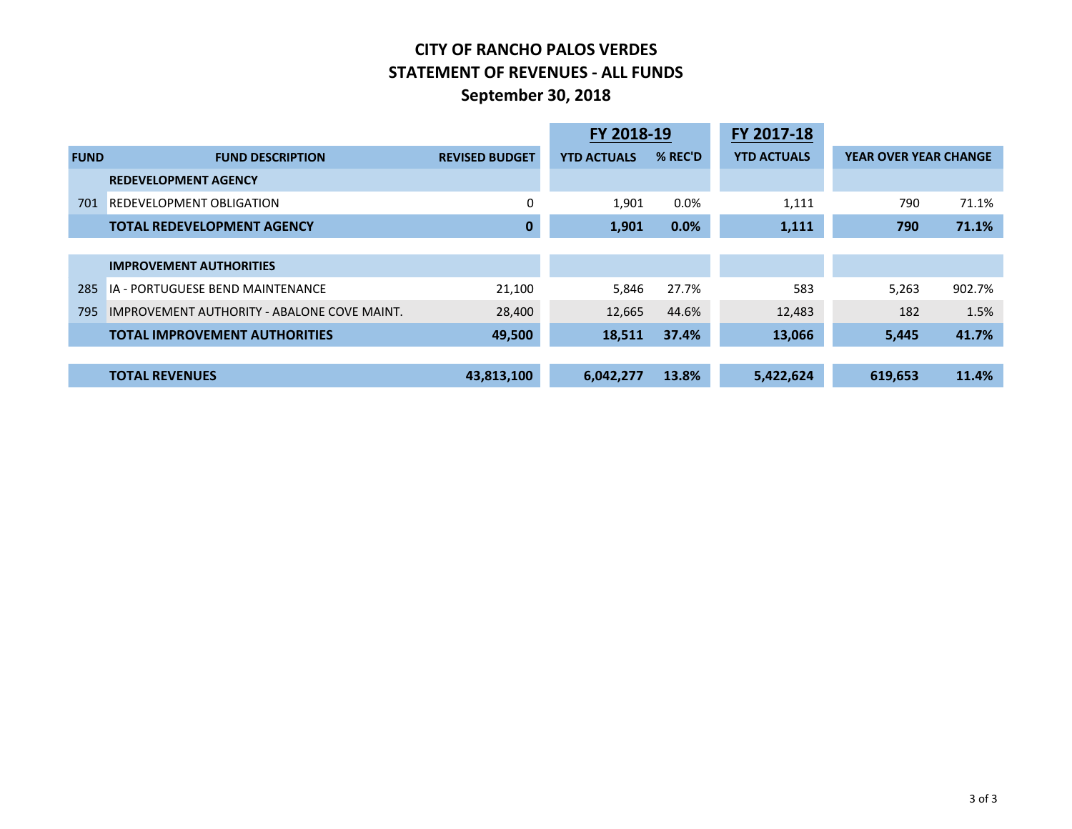# CITY OF RANCHO PALOS VERDES
## STATEMENT OF REVENUES - ALL FUNDS
### September 30, 2018

| | | | FY 2018-19 | | FY 2017-18 | | |
|---|---|---|---|---|---|---|---|
| **FUND** | **FUND DESCRIPTION** | **REVISED BUDGET** | **YTD ACTUALS** | **% REC'D** | **YTD ACTUALS** | **YEAR OVER YEAR CHANGE** | |
| | **REDEVELOPMENT AGENCY** | | | | | | |
| 701 | REDEVELOPMENT OBLIGATION | 0 | 1,901 | 0.0% | 1,111 | 790 | 71.1% |
| | **TOTAL REDEVELOPMENT AGENCY** | **0** | **1,901** | **0.0%** | **1,111** | **790** | **71.1%** |
| | **IMPROVEMENT AUTHORITIES** | | | | | | |
| 285 | IA - PORTUGUESE BEND MAINTENANCE | 21,100 | 5,846 | 27.7% | 583 | 5,263 | 902.7% |
| 795 | IMPROVEMENT AUTHORITY - ABALONE COVE MAINT. | 28,400 | 12,665 | 44.6% | 12,483 | 182 | 1.5% |
| | **TOTAL IMPROVEMENT AUTHORITIES** | **49,500** | **18,511** | **37.4%** | **13,066** | **5,445** | **41.7%** |
| | **TOTAL REVENUES** | **43,813,100** | **6,042,277** | **13.8%** | **5,422,624** | **619,653** | **11.4%** |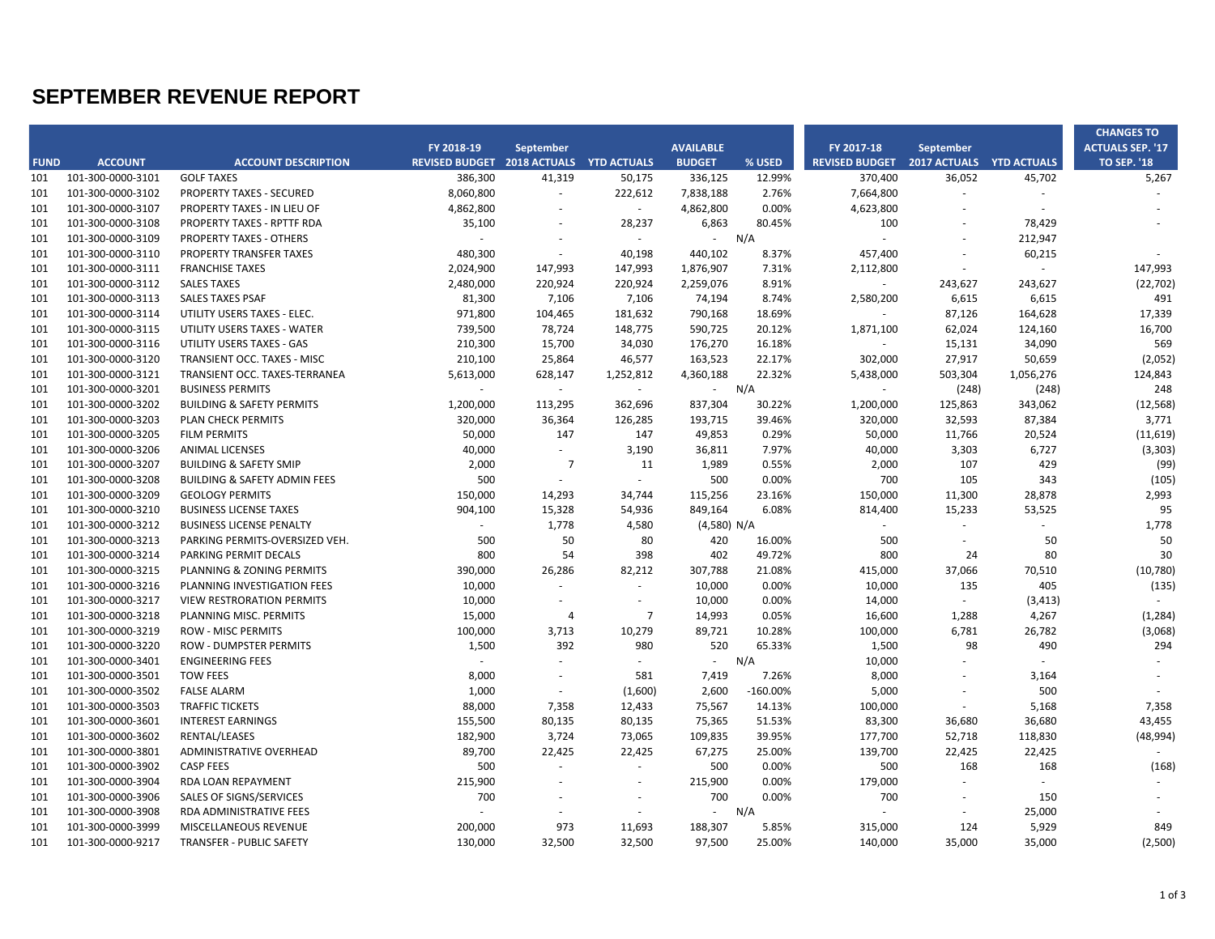# SEPTEMBER REVENUE REPORT

| FUND | ACCOUNT | ACCOUNT DESCRIPTION | FY 2018-19 REVISED BUDGET | September 2018 ACTUALS | YTD ACTUALS | AVAILABLE BUDGET | % USED | FY 2017-18 REVISED BUDGET | September 2017 ACTUALS | YTD ACTUALS | CHANGES TO ACTUALS SEP. '17 TO SEP. '18 |
|---|---|---|---|---|---|---|---|---|---|---|---|
| 101 | 101-300-0000-3101 | GOLF TAXES | 386,300 | 41,319 | 50,175 | 336,125 | 12.99% | 370,400 | 36,052 | 45,702 | 5,267 |
| 101 | 101-300-0000-3102 | PROPERTY TAXES - SECURED | 8,060,800 | - | 222,612 | 7,838,188 | 2.76% | 7,664,800 | - | - | - |
| 101 | 101-300-0000-3107 | PROPERTY TAXES - IN LIEU OF | 4,862,800 | - | - | 4,862,800 | 0.00% | 4,623,800 | - | - | - |
| 101 | 101-300-0000-3108 | PROPERTY TAXES - RPTTF RDA | 35,100 | - | 28,237 | 6,863 | 80.45% | 100 | - | 78,429 | - |
| 101 | 101-300-0000-3109 | PROPERTY TAXES - OTHERS | - | - | - | - | N/A | - | - | 212,947 | |
| 101 | 101-300-0000-3110 | PROPERTY TRANSFER TAXES | 480,300 | - | 40,198 | 440,102 | 8.37% | 457,400 | - | 60,215 | - |
| 101 | 101-300-0000-3111 | FRANCHISE TAXES | 2,024,900 | 147,993 | 147,993 | 1,876,907 | 7.31% | 2,112,800 | - | - | 147,993 |
| 101 | 101-300-0000-3112 | SALES TAXES | 2,480,000 | 220,924 | 220,924 | 2,259,076 | 8.91% | - | 243,627 | 243,627 | (22,702) |
| 101 | 101-300-0000-3113 | SALES TAXES PSAF | 81,300 | 7,106 | 7,106 | 74,194 | 8.74% | 2,580,200 | 6,615 | 6,615 | 491 |
| 101 | 101-300-0000-3114 | UTILITY USERS TAXES - ELEC. | 971,800 | 104,465 | 181,632 | 790,168 | 18.69% | - | 87,126 | 164,628 | 17,339 |
| 101 | 101-300-0000-3115 | UTILITY USERS TAXES - WATER | 739,500 | 78,724 | 148,775 | 590,725 | 20.12% | 1,871,100 | 62,024 | 124,160 | 16,700 |
| 101 | 101-300-0000-3116 | UTILITY USERS TAXES - GAS | 210,300 | 15,700 | 34,030 | 176,270 | 16.18% | - | 15,131 | 34,090 | 569 |
| 101 | 101-300-0000-3120 | TRANSIENT OCC. TAXES - MISC | 210,100 | 25,864 | 46,577 | 163,523 | 22.17% | 302,000 | 27,917 | 50,659 | (2,052) |
| 101 | 101-300-0000-3121 | TRANSIENT OCC. TAXES-TERRANEA | 5,613,000 | 628,147 | 1,252,812 | 4,360,188 | 22.32% | 5,438,000 | 503,304 | 1,056,276 | 124,843 |
| 101 | 101-300-0000-3201 | BUSINESS PERMITS | - | - | - | - | N/A | - | (248) | (248) | 248 |
| 101 | 101-300-0000-3202 | BUILDING & SAFETY PERMITS | 1,200,000 | 113,295 | 362,696 | 837,304 | 30.22% | 1,200,000 | 125,863 | 343,062 | (12,568) |
| 101 | 101-300-0000-3203 | PLAN CHECK PERMITS | 320,000 | 36,364 | 126,285 | 193,715 | 39.46% | 320,000 | 32,593 | 87,384 | 3,771 |
| 101 | 101-300-0000-3205 | FILM PERMITS | 50,000 | 147 | 147 | 49,853 | 0.29% | 50,000 | 11,766 | 20,524 | (11,619) |
| 101 | 101-300-0000-3206 | ANIMAL LICENSES | 40,000 | - | 3,190 | 36,811 | 7.97% | 40,000 | 3,303 | 6,727 | (3,303) |
| 101 | 101-300-0000-3207 | BUILDING & SAFETY SMIP | 2,000 | 7 | 11 | 1,989 | 0.55% | 2,000 | 107 | 429 | (99) |
| 101 | 101-300-0000-3208 | BUILDING & SAFETY ADMIN FEES | 500 | - | - | 500 | 0.00% | 700 | 105 | 343 | (105) |
| 101 | 101-300-0000-3209 | GEOLOGY PERMITS | 150,000 | 14,293 | 34,744 | 115,256 | 23.16% | 150,000 | 11,300 | 28,878 | 2,993 |
| 101 | 101-300-0000-3210 | BUSINESS LICENSE TAXES | 904,100 | 15,328 | 54,936 | 849,164 | 6.08% | 814,400 | 15,233 | 53,525 | 95 |
| 101 | 101-300-0000-3212 | BUSINESS LICENSE PENALTY | - | 1,778 | 4,580 | (4,580) | N/A | - | - | - | 1,778 |
| 101 | 101-300-0000-3213 | PARKING PERMITS-OVERSIZED VEH. | 500 | 50 | 80 | 420 | 16.00% | 500 | - | 50 | 50 |
| 101 | 101-300-0000-3214 | PARKING PERMIT DECALS | 800 | 54 | 398 | 402 | 49.72% | 800 | 24 | 80 | 30 |
| 101 | 101-300-0000-3215 | PLANNING & ZONING PERMITS | 390,000 | 26,286 | 82,212 | 307,788 | 21.08% | 415,000 | 37,066 | 70,510 | (10,780) |
| 101 | 101-300-0000-3216 | PLANNING INVESTIGATION FEES | 10,000 | - | - | 10,000 | 0.00% | 10,000 | 135 | 405 | (135) |
| 101 | 101-300-0000-3217 | VIEW RESTRORATION PERMITS | 10,000 | - | - | 10,000 | 0.00% | 14,000 | - | (3,413) | - |
| 101 | 101-300-0000-3218 | PLANNING MISC. PERMITS | 15,000 | 4 | 7 | 14,993 | 0.05% | 16,600 | 1,288 | 4,267 | (1,284) |
| 101 | 101-300-0000-3219 | ROW - MISC PERMITS | 100,000 | 3,713 | 10,279 | 89,721 | 10.28% | 100,000 | 6,781 | 26,782 | (3,068) |
| 101 | 101-300-0000-3220 | ROW - DUMPSTER PERMITS | 1,500 | 392 | 980 | 520 | 65.33% | 1,500 | 98 | 490 | 294 |
| 101 | 101-300-0000-3401 | ENGINEERING FEES | - | - | - | - | N/A | 10,000 | - | - | - |
| 101 | 101-300-0000-3501 | TOW FEES | 8,000 | - | 581 | 7,419 | 7.26% | 8,000 | - | 3,164 | - |
| 101 | 101-300-0000-3502 | FALSE ALARM | 1,000 | - | (1,600) | 2,600 | -160.00% | 5,000 | - | 500 | - |
| 101 | 101-300-0000-3503 | TRAFFIC TICKETS | 88,000 | 7,358 | 12,433 | 75,567 | 14.13% | 100,000 | - | 5,168 | 7,358 |
| 101 | 101-300-0000-3601 | INTEREST EARNINGS | 155,500 | 80,135 | 80,135 | 75,365 | 51.53% | 83,300 | 36,680 | 36,680 | 43,455 |
| 101 | 101-300-0000-3602 | RENTAL/LEASES | 182,900 | 3,724 | 73,065 | 109,835 | 39.95% | 177,700 | 52,718 | 118,830 | (48,994) |
| 101 | 101-300-0000-3801 | ADMINISTRATIVE OVERHEAD | 89,700 | 22,425 | 22,425 | 67,275 | 25.00% | 139,700 | 22,425 | 22,425 | - |
| 101 | 101-300-0000-3902 | CASP FEES | 500 | - | - | 500 | 0.00% | 500 | 168 | 168 | (168) |
| 101 | 101-300-0000-3904 | RDA LOAN REPAYMENT | 215,900 | - | - | 215,900 | 0.00% | 179,000 | - | - | - |
| 101 | 101-300-0000-3906 | SALES OF SIGNS/SERVICES | 700 | - | - | 700 | 0.00% | 700 | - | 150 | - |
| 101 | 101-300-0000-3908 | RDA ADMINISTRATIVE FEES | - | - | - | - | N/A | - | - | 25,000 | - |
| 101 | 101-300-0000-3999 | MISCELLANEOUS REVENUE | 200,000 | 973 | 11,693 | 188,307 | 5.85% | 315,000 | 124 | 5,929 | 849 |
| 101 | 101-300-0000-9217 | TRANSFER - PUBLIC SAFETY | 130,000 | 32,500 | 32,500 | 97,500 | 25.00% | 140,000 | 35,000 | 35,000 | (2,500) |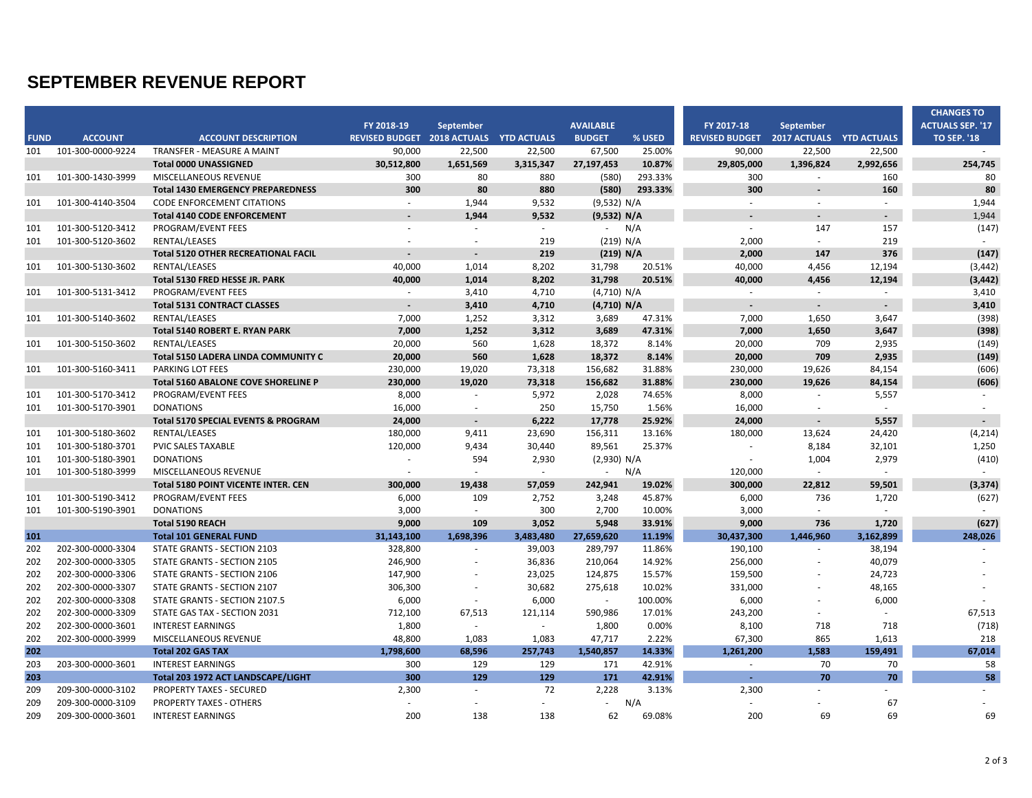# SEPTEMBER REVENUE REPORT

| FUND | ACCOUNT | ACCOUNT DESCRIPTION | FY 2018-19 REVISED BUDGET | September 2018 ACTUALS | YTD ACTUALS | AVAILABLE BUDGET | % USED | FY 2017-18 REVISED BUDGET | September 2017 ACTUALS | YTD ACTUALS | CHANGES TO ACTUALS SEP. '17 TO SEP. '18 |
|---|---|---|---|---|---|---|---|---|---|---|---|
| 101 | 101-300-0000-9224 | TRANSFER - MEASURE A MAINT | 90,000 | 22,500 | 22,500 | 67,500 | 25.00% | 90,000 | 22,500 | 22,500 | - |
| | | **Total 0000 UNASSIGNED** | **30,512,800** | **1,651,569** | **3,315,347** | **27,197,453** | **10.87%** | **29,805,000** | **1,396,824** | **2,992,656** | **254,745** |
| 101 | 101-300-1430-3999 | MISCELLANEOUS REVENUE | 300 | 80 | 880 | (580) | 293.33% | 300 | - | 160 | 80 |
| | | **Total 1430 EMERGENCY PREPAREDNESS** | **300** | **80** | **880** | **(580)** | **293.33%** | **300** | **-** | **160** | **80** |
| 101 | 101-300-4140-3504 | CODE ENFORCEMENT CITATIONS | - | 1,944 | 9,532 | (9,532) | N/A | - | - | - | 1,944 |
| | | **Total 4140 CODE ENFORCEMENT** | **-** | **1,944** | **9,532** | **(9,532)** | **N/A** | **-** | **-** | **-** | **1,944** |
| 101 | 101-300-5120-3412 | PROGRAM/EVENT FEES | - | - | - | - | N/A | - | 147 | 157 | (147) |
| 101 | 101-300-5120-3602 | RENTAL/LEASES | - | - | 219 | (219) | N/A | 2,000 | - | 219 | - |
| | | **Total 5120 OTHER RECREATIONAL FACIL** | **-** | **-** | **219** | **(219)** | **N/A** | **2,000** | **147** | **376** | **(147)** |
| 101 | 101-300-5130-3602 | RENTAL/LEASES | 40,000 | 1,014 | 8,202 | 31,798 | 20.51% | 40,000 | 4,456 | 12,194 | (3,442) |
| | | **Total 5130 FRED HESSE JR. PARK** | **40,000** | **1,014** | **8,202** | **31,798** | **20.51%** | **40,000** | **4,456** | **12,194** | **(3,442)** |
| 101 | 101-300-5131-3412 | PROGRAM/EVENT FEES | - | 3,410 | 4,710 | (4,710) | N/A | - | - | - | 3,410 |
| | | **Total 5131 CONTRACT CLASSES** | **-** | **3,410** | **4,710** | **(4,710)** | **N/A** | **-** | **-** | **-** | **3,410** |
| 101 | 101-300-5140-3602 | RENTAL/LEASES | 7,000 | 1,252 | 3,312 | 3,689 | 47.31% | 7,000 | 1,650 | 3,647 | (398) |
| | | **Total 5140 ROBERT E. RYAN PARK** | **7,000** | **1,252** | **3,312** | **3,689** | **47.31%** | **7,000** | **1,650** | **3,647** | **(398)** |
| 101 | 101-300-5150-3602 | RENTAL/LEASES | 20,000 | 560 | 1,628 | 18,372 | 8.14% | 20,000 | 709 | 2,935 | (149) |
| | | **Total 5150 LADERA LINDA COMMUNITY C** | **20,000** | **560** | **1,628** | **18,372** | **8.14%** | **20,000** | **709** | **2,935** | **(149)** |
| 101 | 101-300-5160-3411 | PARKING LOT FEES | 230,000 | 19,020 | 73,318 | 156,682 | 31.88% | 230,000 | 19,626 | 84,154 | (606) |
| | | **Total 5160 ABALONE COVE SHORELINE P** | **230,000** | **19,020** | **73,318** | **156,682** | **31.88%** | **230,000** | **19,626** | **84,154** | **(606)** |
| 101 | 101-300-5170-3412 | PROGRAM/EVENT FEES | 8,000 | - | 5,972 | 2,028 | 74.65% | 8,000 | - | 5,557 | - |
| 101 | 101-300-5170-3901 | DONATIONS | 16,000 | - | 250 | 15,750 | 1.56% | 16,000 | - | - | - |
| | | **Total 5170 SPECIAL EVENTS & PROGRAM** | **24,000** | **-** | **6,222** | **17,778** | **25.92%** | **24,000** | **-** | **5,557** | **-** |
| 101 | 101-300-5180-3602 | RENTAL/LEASES | 180,000 | 9,411 | 23,690 | 156,311 | 13.16% | 180,000 | 13,624 | 24,420 | (4,214) |
| 101 | 101-300-5180-3701 | PVIC SALES TAXABLE | 120,000 | 9,434 | 30,440 | 89,561 | 25.37% | - | 8,184 | 32,101 | 1,250 |
| 101 | 101-300-5180-3901 | DONATIONS | - | 594 | 2,930 | (2,930) | N/A | - | 1,004 | 2,979 | (410) |
| 101 | 101-300-5180-3999 | MISCELLANEOUS REVENUE | - | - | - | - | N/A | 120,000 | - | - | - |
| | | **Total 5180 POINT VICENTE INTER. CEN** | **300,000** | **19,438** | **57,059** | **242,941** | **19.02%** | **300,000** | **22,812** | **59,501** | **(3,374)** |
| 101 | 101-300-5190-3412 | PROGRAM/EVENT FEES | 6,000 | 109 | 2,752 | 3,248 | 45.87% | 6,000 | 736 | 1,720 | (627) |
| 101 | 101-300-5190-3901 | DONATIONS | 3,000 | - | 300 | 2,700 | 10.00% | 3,000 | - | - | - |
| | | **Total 5190 REACH** | **9,000** | **109** | **3,052** | **5,948** | **33.91%** | **9,000** | **736** | **1,720** | **(627)** |
| **101** | | **Total 101 GENERAL FUND** | **31,143,100** | **1,698,396** | **3,483,480** | **27,659,620** | **11.19%** | **30,437,300** | **1,446,960** | **3,162,899** | **248,026** |
| 202 | 202-300-0000-3304 | STATE GRANTS - SECTION 2103 | 328,800 | - | 39,003 | 289,797 | 11.86% | 190,100 | - | 38,194 | - |
| 202 | 202-300-0000-3305 | STATE GRANTS - SECTION 2105 | 246,900 | - | 36,836 | 210,064 | 14.92% | 256,000 | - | 40,079 | - |
| 202 | 202-300-0000-3306 | STATE GRANTS - SECTION 2106 | 147,900 | - | 23,025 | 124,875 | 15.57% | 159,500 | - | 24,723 | - |
| 202 | 202-300-0000-3307 | STATE GRANTS - SECTION 2107 | 306,300 | - | 30,682 | 275,618 | 10.02% | 331,000 | - | 48,165 | - |
| 202 | 202-300-0000-3308 | STATE GRANTS - SECTION 2107.5 | 6,000 | - | 6,000 | - | 100.00% | 6,000 | - | 6,000 | - |
| 202 | 202-300-0000-3309 | STATE GAS TAX - SECTION 2031 | 712,100 | 67,513 | 121,114 | 590,986 | 17.01% | 243,200 | - | - | 67,513 |
| 202 | 202-300-0000-3601 | INTEREST EARNINGS | 1,800 | - | - | 1,800 | 0.00% | 8,100 | 718 | 718 | (718) |
| 202 | 202-300-0000-3999 | MISCELLANEOUS REVENUE | 48,800 | 1,083 | 1,083 | 47,717 | 2.22% | 67,300 | 865 | 1,613 | 218 |
| **202** | | **Total 202 GAS TAX** | **1,798,600** | **68,596** | **257,743** | **1,540,857** | **14.33%** | **1,261,200** | **1,583** | **159,491** | **67,014** |
| 203 | 203-300-0000-3601 | INTEREST EARNINGS | 300 | 129 | 129 | 171 | 42.91% | - | 70 | 70 | 58 |
| **203** | | **Total 203 1972 ACT LANDSCAPE/LIGHT** | **300** | **129** | **129** | **171** | **42.91%** | **-** | **70** | **70** | **58** |
| 209 | 209-300-0000-3102 | PROPERTY TAXES - SECURED | 2,300 | - | 72 | 2,228 | 3.13% | 2,300 | - | - | - |
| 209 | 209-300-0000-3109 | PROPERTY TAXES - OTHERS | - | - | - | - | N/A | - | - | 67 | - |
| 209 | 209-300-0000-3601 | INTEREST EARNINGS | 200 | 138 | 138 | 62 | 69.08% | 200 | 69 | 69 | 69 |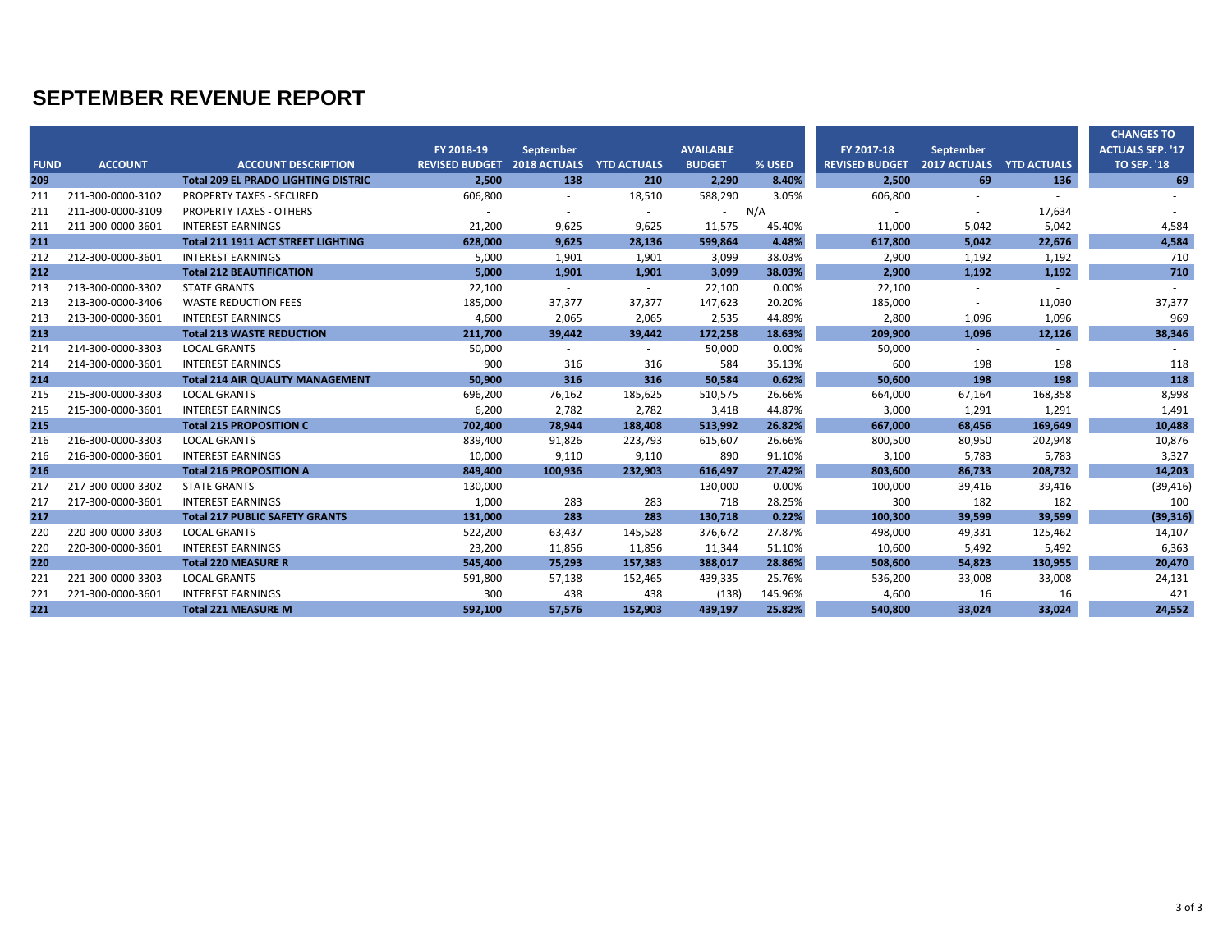# SEPTEMBER REVENUE REPORT

| FUND | ACCOUNT | ACCOUNT DESCRIPTION | FY 2018-19 REVISED BUDGET | September 2018 ACTUALS | YTD ACTUALS | AVAILABLE BUDGET | % USED | FY 2017-18 REVISED BUDGET | September 2017 ACTUALS | YTD ACTUALS | CHANGES TO ACTUALS SEP. '17 TO SEP. '18 |
|---|---|---|---|---|---|---|---|---|---|---|---|
| **209** | | **Total 209 EL PRADO LIGHTING DISTRIC** | **2,500** | **138** | **210** | **2,290** | **8.40%** | **2,500** | **69** | **136** | **69** |
| 211 | 211-300-0000-3102 | PROPERTY TAXES - SECURED | 606,800 | - | 18,510 | 588,290 | 3.05% | 606,800 | - | - | - |
| 211 | 211-300-0000-3109 | PROPERTY TAXES - OTHERS | - | - | - | - | N/A | - | - | 17,634 | - |
| 211 | 211-300-0000-3601 | INTEREST EARNINGS | 21,200 | 9,625 | 9,625 | 11,575 | 45.40% | 11,000 | 5,042 | 5,042 | 4,584 |
| **211** | | **Total 211 1911 ACT STREET LIGHTING** | **628,000** | **9,625** | **28,136** | **599,864** | **4.48%** | **617,800** | **5,042** | **22,676** | **4,584** |
| 212 | 212-300-0000-3601 | INTEREST EARNINGS | 5,000 | 1,901 | 1,901 | 3,099 | 38.03% | 2,900 | 1,192 | 1,192 | 710 |
| **212** | | **Total 212 BEAUTIFICATION** | **5,000** | **1,901** | **1,901** | **3,099** | **38.03%** | **2,900** | **1,192** | **1,192** | **710** |
| 213 | 213-300-0000-3302 | STATE GRANTS | 22,100 | - | - | 22,100 | 0.00% | 22,100 | - | - | - |
| 213 | 213-300-0000-3406 | WASTE REDUCTION FEES | 185,000 | 37,377 | 37,377 | 147,623 | 20.20% | 185,000 | - | 11,030 | 37,377 |
| 213 | 213-300-0000-3601 | INTEREST EARNINGS | 4,600 | 2,065 | 2,065 | 2,535 | 44.89% | 2,800 | 1,096 | 1,096 | 969 |
| **213** | | **Total 213 WASTE REDUCTION** | **211,700** | **39,442** | **39,442** | **172,258** | **18.63%** | **209,900** | **1,096** | **12,126** | **38,346** |
| 214 | 214-300-0000-3303 | LOCAL GRANTS | 50,000 | - | - | 50,000 | 0.00% | 50,000 | - | - | - |
| 214 | 214-300-0000-3601 | INTEREST EARNINGS | 900 | 316 | 316 | 584 | 35.13% | 600 | 198 | 198 | 118 |
| **214** | | **Total 214 AIR QUALITY MANAGEMENT** | **50,900** | **316** | **316** | **50,584** | **0.62%** | **50,600** | **198** | **198** | **118** |
| 215 | 215-300-0000-3303 | LOCAL GRANTS | 696,200 | 76,162 | 185,625 | 510,575 | 26.66% | 664,000 | 67,164 | 168,358 | 8,998 |
| 215 | 215-300-0000-3601 | INTEREST EARNINGS | 6,200 | 2,782 | 2,782 | 3,418 | 44.87% | 3,000 | 1,291 | 1,291 | 1,491 |
| **215** | | **Total 215 PROPOSITION C** | **702,400** | **78,944** | **188,408** | **513,992** | **26.82%** | **667,000** | **68,456** | **169,649** | **10,488** |
| 216 | 216-300-0000-3303 | LOCAL GRANTS | 839,400 | 91,826 | 223,793 | 615,607 | 26.66% | 800,500 | 80,950 | 202,948 | 10,876 |
| 216 | 216-300-0000-3601 | INTEREST EARNINGS | 10,000 | 9,110 | 9,110 | 890 | 91.10% | 3,100 | 5,783 | 5,783 | 3,327 |
| **216** | | **Total 216 PROPOSITION A** | **849,400** | **100,936** | **232,903** | **616,497** | **27.42%** | **803,600** | **86,733** | **208,732** | **14,203** |
| 217 | 217-300-0000-3302 | STATE GRANTS | 130,000 | - | - | 130,000 | 0.00% | 100,000 | 39,416 | 39,416 | (39,416) |
| 217 | 217-300-0000-3601 | INTEREST EARNINGS | 1,000 | 283 | 283 | 718 | 28.25% | 300 | 182 | 182 | 100 |
| **217** | | **Total 217 PUBLIC SAFETY GRANTS** | **131,000** | **283** | **283** | **130,718** | **0.22%** | **100,300** | **39,599** | **39,599** | **(39,316)** |
| 220 | 220-300-0000-3303 | LOCAL GRANTS | 522,200 | 63,437 | 145,528 | 376,672 | 27.87% | 498,000 | 49,331 | 125,462 | 14,107 |
| 220 | 220-300-0000-3601 | INTEREST EARNINGS | 23,200 | 11,856 | 11,856 | 11,344 | 51.10% | 10,600 | 5,492 | 5,492 | 6,363 |
| **220** | | **Total 220 MEASURE R** | **545,400** | **75,293** | **157,383** | **388,017** | **28.86%** | **508,600** | **54,823** | **130,955** | **20,470** |
| 221 | 221-300-0000-3303 | LOCAL GRANTS | 591,800 | 57,138 | 152,465 | 439,335 | 25.76% | 536,200 | 33,008 | 33,008 | 24,131 |
| 221 | 221-300-0000-3601 | INTEREST EARNINGS | 300 | 438 | 438 | (138) | 145.96% | 4,600 | 16 | 16 | 421 |
| **221** | | **Total 221 MEASURE M** | **592,100** | **57,576** | **152,903** | **439,197** | **25.82%** | **540,800** | **33,024** | **33,024** | **24,552** |